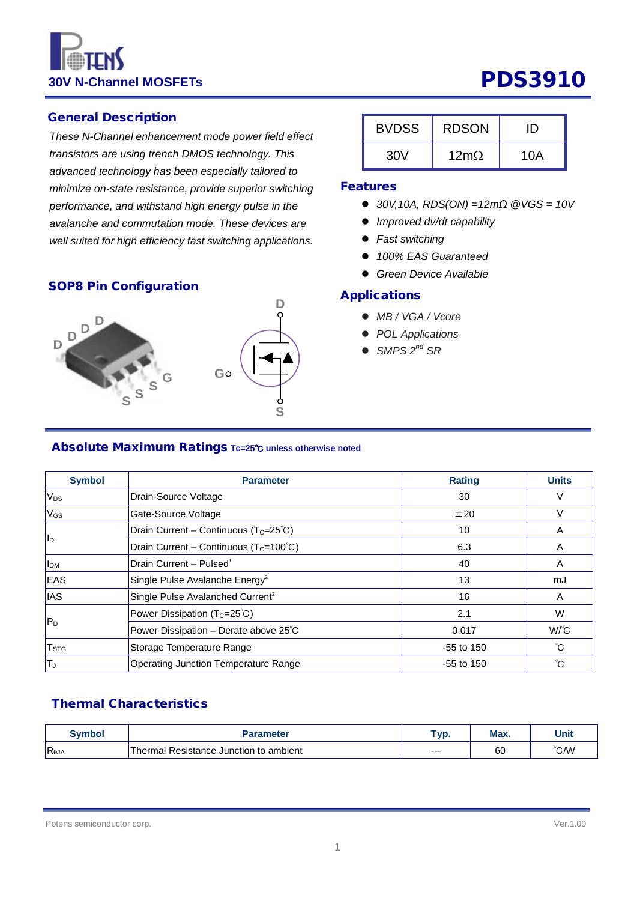# PDS3910

## 30V N-Channel MOSFETs

## General Description

*These N-Channel enhancement mode power field effect transistors are using trench DMOS technology. This advanced technology has been especially tailored to minimize on-state resistance, provide superior switching performance, and withstand high energy pulse in the avalanche and commutation mode. These devices are well suited for high efficiency fast switching applications.*

| BVDSS | RDSON | ID |
|---|---|---|
| 30V | 12mΩ | 10A |

## Features

- *30V,10A, RDS(ON) =12mΩ @VGS = 10V*
- *Improved dv/dt capability*
- *Fast switching*
- *100% EAS Guaranteed*
- *Green Device Available*

## Applications

- *MB / VGA / Vcore*
- *POL Applications*
- *SMPS 2nd SR*

## SOP8 Pin Configuration

D D D D G S S S

D G S

## Absolute Maximum Ratings Tc=25℃ unless otherwise noted

| Symbol | Parameter | Rating | Units |
|---|---|---|---|
| $V_{DS}$ | Drain-Source Voltage | 30 | V |
| $V_{GS}$ | Gate-Source Voltage | ±20 | V |
| $I_D$ | Drain Current – Continuous ($T_C$=25˚C) | 10 | A |
| | Drain Current – Continuous ($T_C$=100˚C) | 6.3 | A |
| $I_{DM}$ | Drain Current – Pulsed[1] | 40 | A |
| EAS | Single Pulse Avalanche Energy[2] | 13 | mJ |
| IAS | Single Pulse Avalanched Current[2] | 16 | A |
| $P_D$ | Power Dissipation ($T_C$=25˚C) | 2.1 | W |
| | Power Dissipation – Derate above 25˚C | 0.017 | W/˚C |
| $T_{STG}$ | Storage Temperature Range | -55 to 150 | ˚C |
| $T_J$ | Operating Junction Temperature Range | -55 to 150 | ˚C |

## Thermal Characteristics

| Symbol | Parameter | Typ. | Max. | Unit |
|---|---|---|---|---|
| $R_{\theta JA}$ | Thermal Resistance Junction to ambient | --- | 60 | ˚C/W |

Potens semiconductor corp. Ver.1.00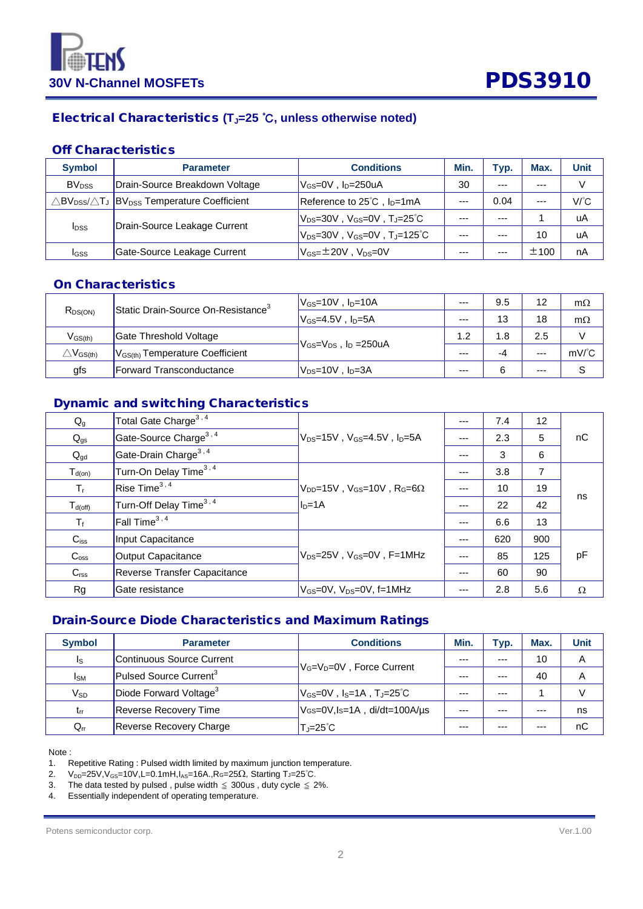## Electrical Characteristics ($T_J$=25 ℃, unless otherwise noted)

### Off Characteristics

| Symbol | Parameter | Conditions | Min. | Typ. | Max. | Unit |
|---|---|---|---|---|---|---|
| $BV_{DSS}$ | Drain-Source Breakdown Voltage | $V_{GS}$=0V , $I_D$=250uA | 30 | --- | --- | V |
| $\triangle BV_{DSS}/\triangle T_J$ | $BV_{DSS}$ Temperature Coefficient | Reference to 25℃ , $I_D$=1mA | --- | 0.04 | --- | V/℃ |
| $I_{DSS}$ | Drain-Source Leakage Current | $V_{DS}$=30V , $V_{GS}$=0V , $T_J$=25℃ | --- | --- | 1 | uA |
| | | $V_{DS}$=30V , $V_{GS}$=0V , $T_J$=125℃ | --- | --- | 10 | uA |
| $I_{GSS}$ | Gate-Source Leakage Current | $V_{GS}$=±20V , $V_{DS}$=0V | --- | --- | ±100 | nA |

### On Characteristics

| Symbol | Parameter | Conditions | Min. | Typ. | Max. | Unit |
|---|---|---|---|---|---|---|
| $R_{DS(ON)}$ | Static Drain-Source On-Resistance[3] | $V_{GS}$=10V , $I_D$=10A | --- | 9.5 | 12 | mΩ |
| | | $V_{GS}$=4.5V , $I_D$=5A | --- | 13 | 18 | mΩ |
| $V_{GS(th)}$ | Gate Threshold Voltage | $V_{GS}$=$V_{DS}$ , $I_D$ =250uA | 1.2 | 1.8 | 2.5 | V |
| $\triangle V_{GS(th)}$ | $V_{GS(th)}$ Temperature Coefficient | | --- | -4 | --- | mV/℃ |
| gfs | Forward Transconductance | $V_{DS}$=10V , $I_D$=3A | --- | 6 | --- | S |

### Dynamic and switching Characteristics

| Symbol | Parameter | Conditions | Min. | Typ. | Max. | Unit |
|---|---|---|---|---|---|---|
| $Q_g$ | Total Gate Charge[3,4] | $V_{DS}$=15V , $V_{GS}$=4.5V , $I_D$=5A | --- | 7.4 | 12 | nC |
| $Q_{gs}$ | Gate-Source Charge[3,4] | | --- | 2.3 | 5 | |
| $Q_{gd}$ | Gate-Drain Charge[3,4] | | --- | 3 | 6 | |
| $T_{d(on)}$ | Turn-On Delay Time[3,4] | $V_{DD}$=15V , $V_{GS}$=10V , $R_G$=6Ω $I_D$=1A | --- | 3.8 | 7 | ns |
| $T_r$ | Rise Time[3,4] | | --- | 10 | 19 | |
| $T_{d(off)}$ | Turn-Off Delay Time[3,4] | | --- | 22 | 42 | |
| $T_f$ | Fall Time[3,4] | | --- | 6.6 | 13 | |
| $C_{iss}$ | Input Capacitance | $V_{DS}$=25V , $V_{GS}$=0V , F=1MHz | --- | 620 | 900 | pF |
| $C_{oss}$ | Output Capacitance | | --- | 85 | 125 | |
| $C_{rss}$ | Reverse Transfer Capacitance | | --- | 60 | 90 | |
| Rg | Gate resistance | $V_{GS}$=0V, $V_{DS}$=0V, f=1MHz | --- | 2.8 | 5.6 | Ω |

### Drain-Source Diode Characteristics and Maximum Ratings

| Symbol | Parameter | Conditions | Min. | Typ. | Max. | Unit |
|---|---|---|---|---|---|---|
| $I_S$ | Continuous Source Current | $V_G$=$V_D$=0V , Force Current | --- | --- | 10 | A |
| $I_{SM}$ | Pulsed Source Current[3] | | --- | --- | 40 | A |
| $V_{SD}$ | Diode Forward Voltage[3] | $V_{GS}$=0V , $I_S$=1A , $T_J$=25℃ | --- | --- | 1 | V |
| $t_{rr}$ | Reverse Recovery Time | $V_{GS}$=0V,$I_S$=1A , di/dt=100A/μs $T_J$=25℃ | --- | --- | --- | ns |
| $Q_{rr}$ | Reverse Recovery Charge | | --- | --- | --- | nC |

Note :

1. Repetitive Rating : Pulsed width limited by maximum junction temperature.
2. $V_{DD}$=25V,$V_{GS}$=10V,L=0.1mH,$I_{AS}$=16A.,$R_G$=25Ω, Starting $T_J$=25℃.
3. The data tested by pulsed , pulse width ≤ 300us , duty cycle ≤ 2%.
4. Essentially independent of operating temperature.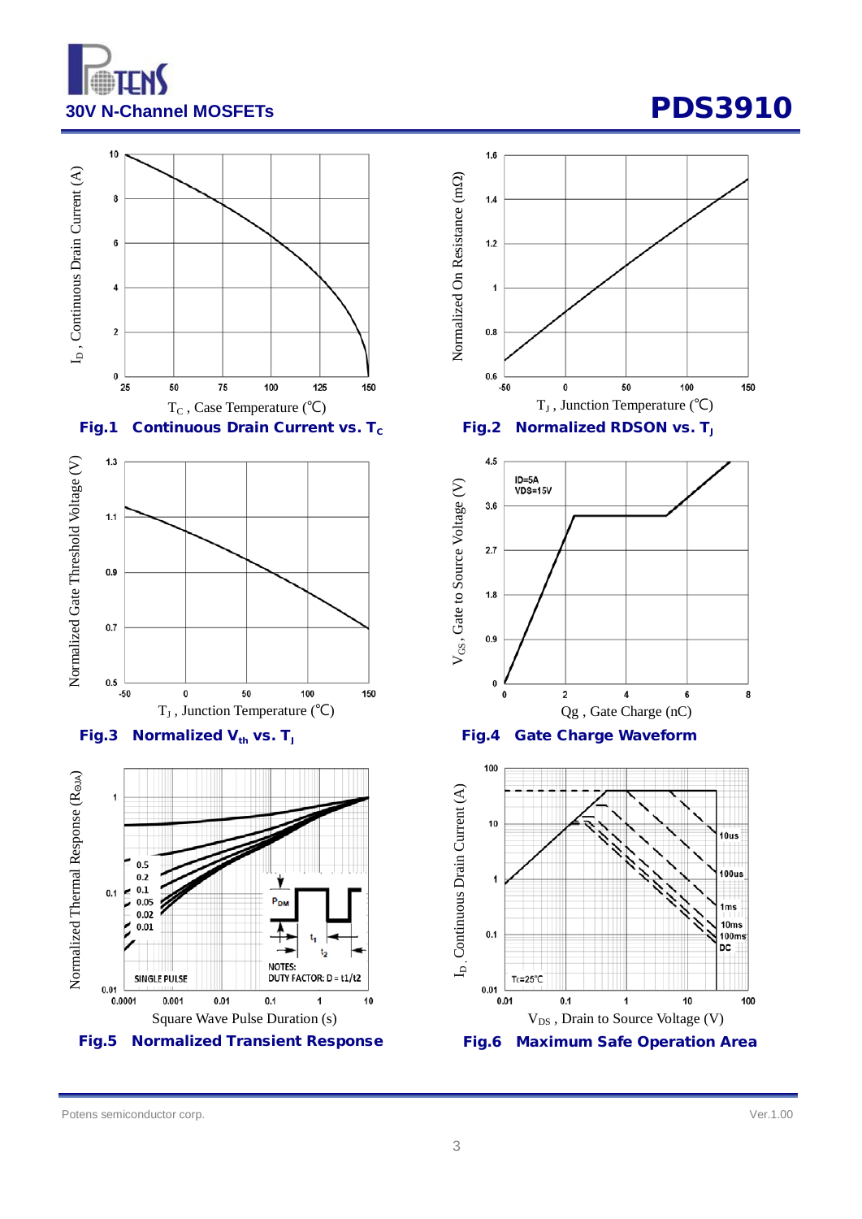Fig.1 Continuous Drain Current vs. $T_C$

Fig.2 Normalized RDSON vs. $T_J$

Fig.3 Normalized $V_{th}$ vs. $T_J$

Fig.4 Gate Charge Waveform

Fig.5 Normalized Transient Response

Fig.6 Maximum Safe Operation Area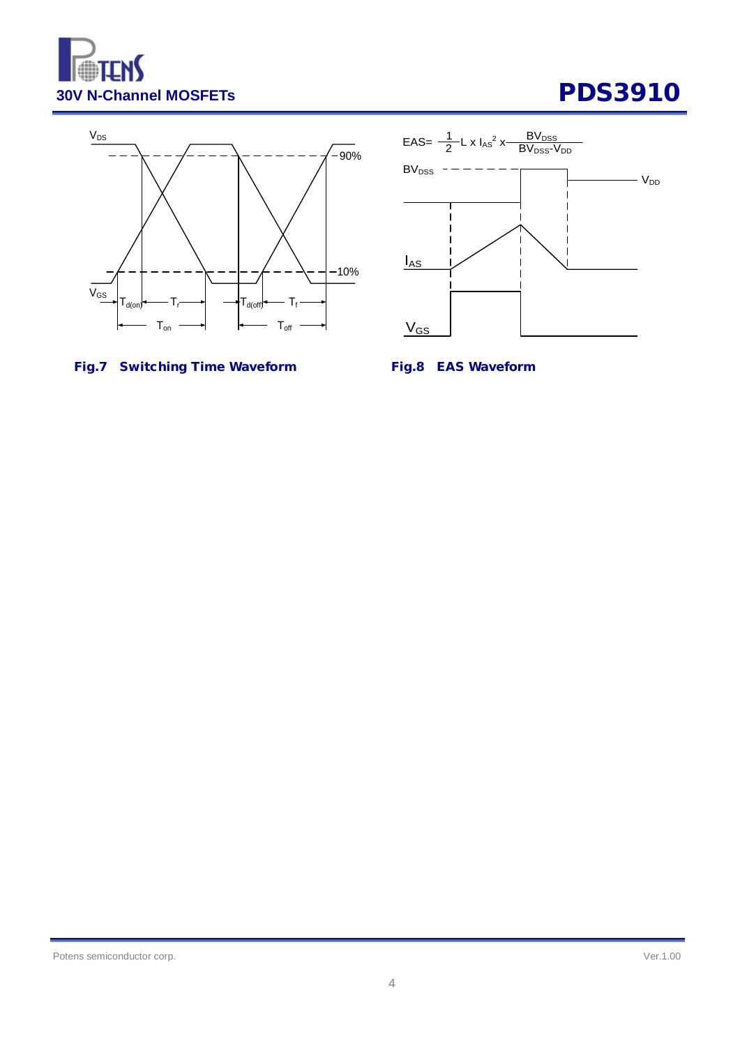Fig.7 Switching Time Waveform

$$EAS = \frac{1}{2} L \times I_{AS}^2 \times \frac{BV_{DSS}}{BV_{DSS} - V_{DD}}$$

Fig.8 EAS Waveform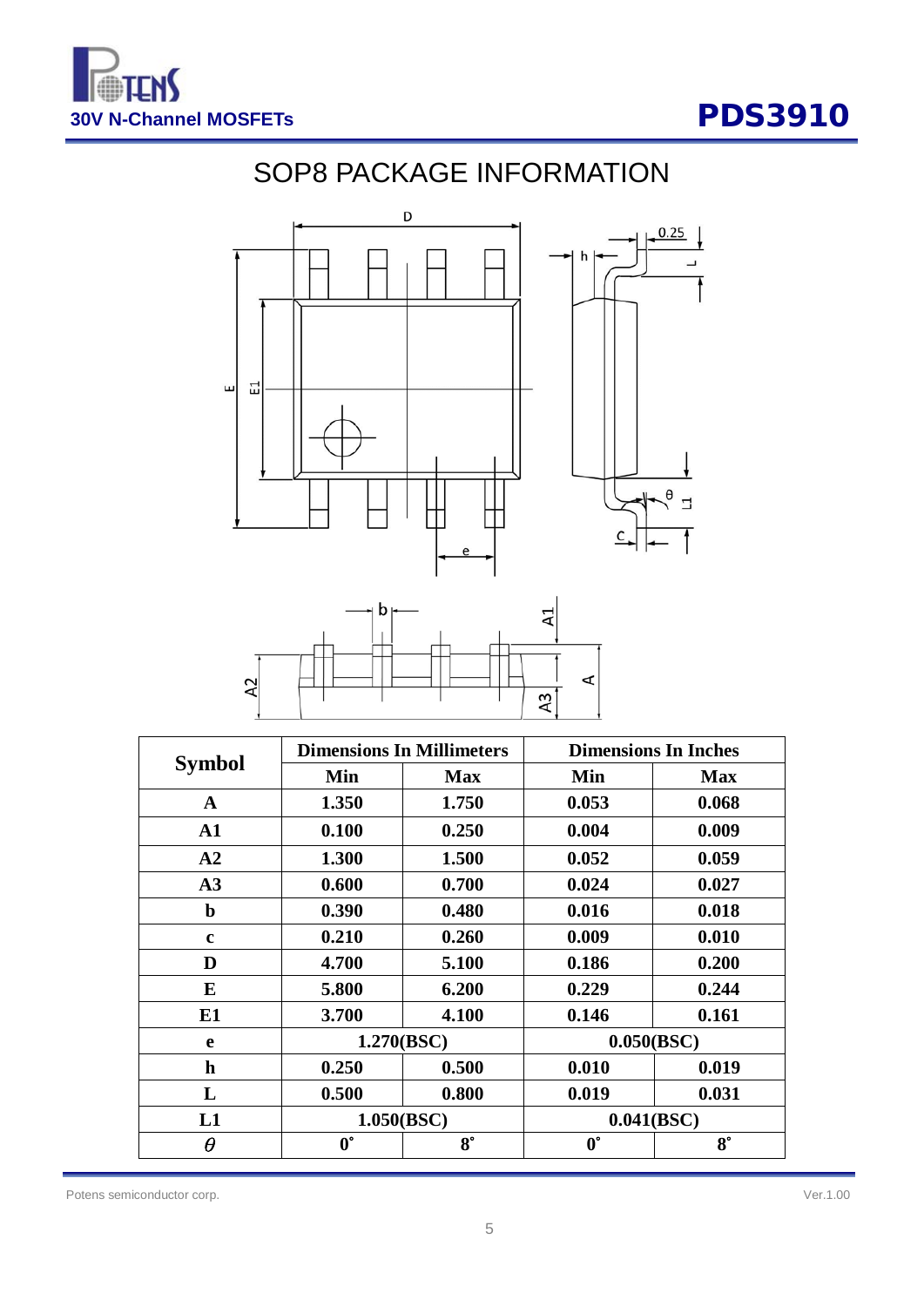# SOP8 PACKAGE INFORMATION

D

0.25

h

L

E

E1

θ

L1

c

e

b

A1

A2

A

A3

| Symbol | Dimensions In Millimeters | | Dimensions In Inches | |
|---|---|---|---|---|
| | Min | Max | Min | Max |
| A | 1.350 | 1.750 | 0.053 | 0.068 |
| A1 | 0.100 | 0.250 | 0.004 | 0.009 |
| A2 | 1.300 | 1.500 | 0.052 | 0.059 |
| A3 | 0.600 | 0.700 | 0.024 | 0.027 |
| b | 0.390 | 0.480 | 0.016 | 0.018 |
| c | 0.210 | 0.260 | 0.009 | 0.010 |
| D | 4.700 | 5.100 | 0.186 | 0.200 |
| E | 5.800 | 6.200 | 0.229 | 0.244 |
| E1 | 3.700 | 4.100 | 0.146 | 0.161 |
| e | 1.270(BSC) | | 0.050(BSC) | |
| h | 0.250 | 0.500 | 0.010 | 0.019 |
| L | 0.500 | 0.800 | 0.019 | 0.031 |
| L1 | 1.050(BSC) | | 0.041(BSC) | |
| $\theta$ | 0° | 8° | 0° | 8° |